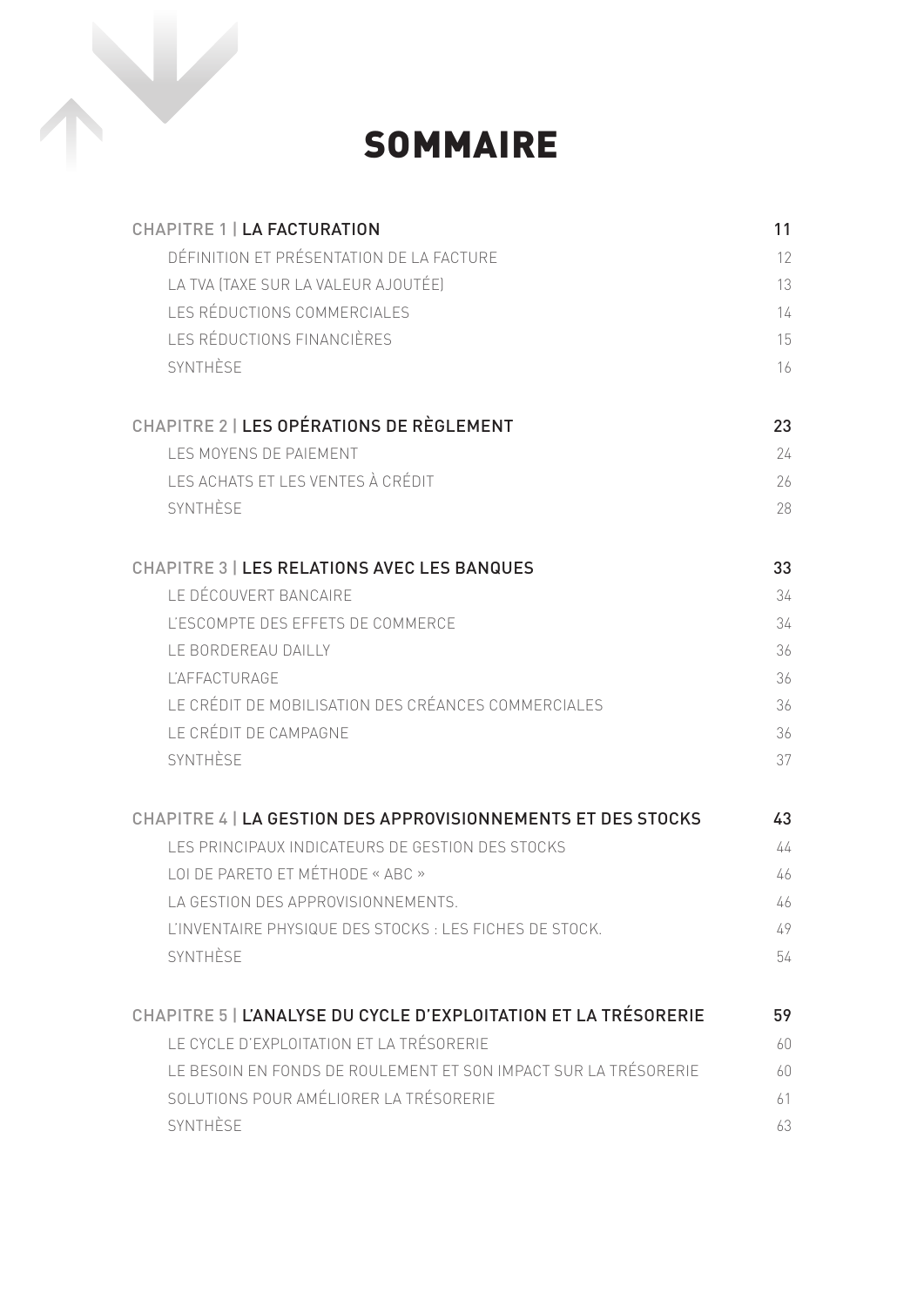# SOMMAIRE

**CHAPITRE 1 | LA FACTURATION** — 11

- DÉFINITION ET PRÉSENTATION DE LA FACTURE — 12
- LA TVA (TAXE SUR LA VALEUR AJOUTÉE) — 13
- LES RÉDUCTIONS COMMERCIALES — 14
- LES RÉDUCTIONS FINANCIÈRES — 15
- SYNTHÈSE — 16

**CHAPITRE 2 | LES OPÉRATIONS DE RÈGLEMENT** — 23

- LES MOYENS DE PAIEMENT — 24
- LES ACHATS ET LES VENTES À CRÉDIT — 26
- SYNTHÈSE — 28

**CHAPITRE 3 | LES RELATIONS AVEC LES BANQUES** — 33

- LE DÉCOUVERT BANCAIRE — 34
- L'ESCOMPTE DES EFFETS DE COMMERCE — 34
- LE BORDEREAU DAILLY — 36
- L'AFFACTURAGE — 36
- LE CRÉDIT DE MOBILISATION DES CRÉANCES COMMERCIALES — 36
- LE CRÉDIT DE CAMPAGNE — 36
- SYNTHÈSE — 37

**CHAPITRE 4 | LA GESTION DES APPROVISIONNEMENTS ET DES STOCKS** — 43

- LES PRINCIPAUX INDICATEURS DE GESTION DES STOCKS — 44
- LOI DE PARETO ET MÉTHODE « ABC » — 46
- LA GESTION DES APPROVISIONNEMENTS. — 46
- L'INVENTAIRE PHYSIQUE DES STOCKS : LES FICHES DE STOCK. — 49
- SYNTHÈSE — 54

**CHAPITRE 5 | L'ANALYSE DU CYCLE D'EXPLOITATION ET LA TRÉSORERIE** — 59

- LE CYCLE D'EXPLOITATION ET LA TRÉSORERIE — 60
- LE BESOIN EN FONDS DE ROULEMENT ET SON IMPACT SUR LA TRÉSORERIE — 60
- SOLUTIONS POUR AMÉLIORER LA TRÉSORERIE — 61
- SYNTHÈSE — 63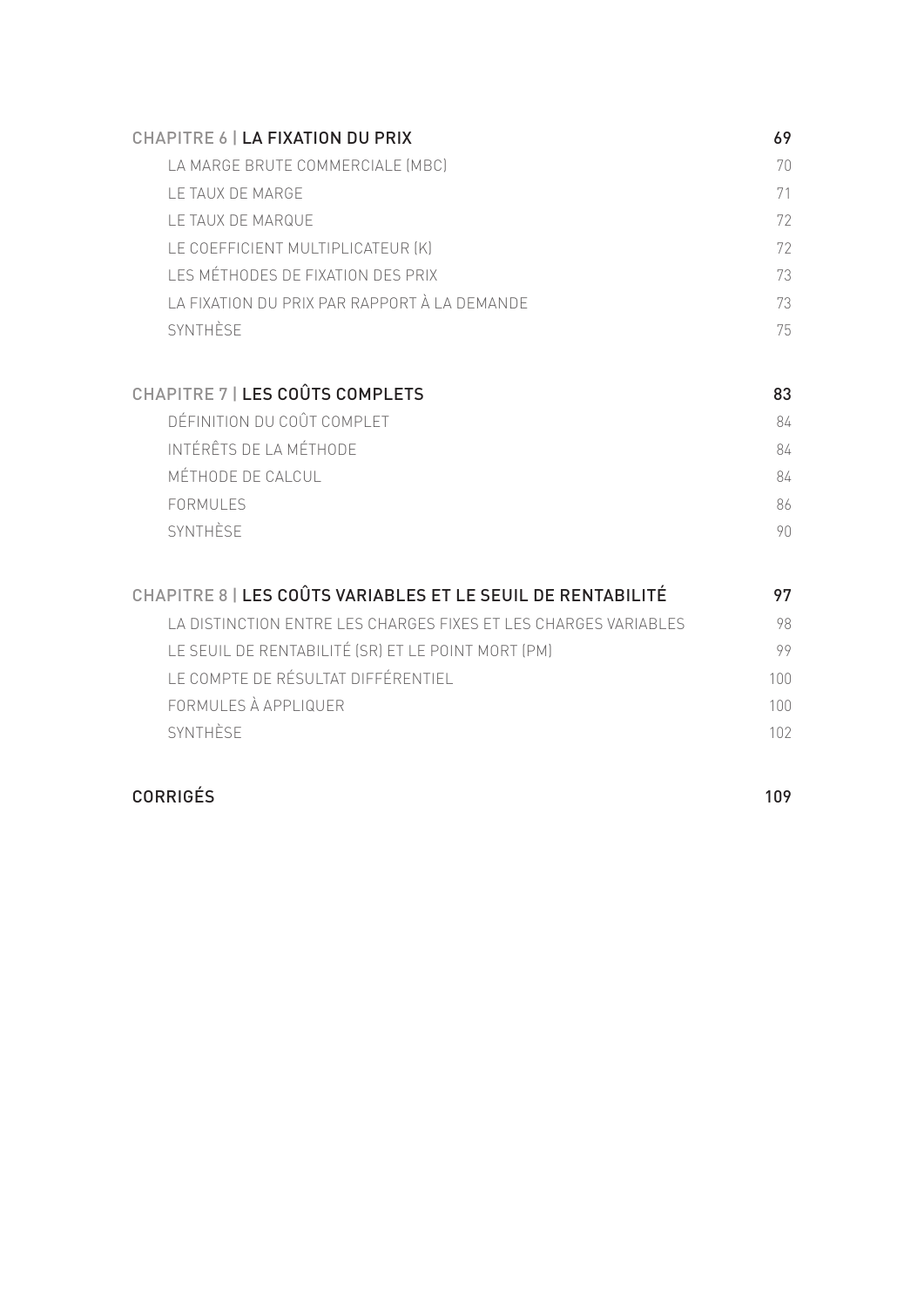CHAPITRE 6 | LA FIXATION DU PRIX 69

- LA MARGE BRUTE COMMERCIALE (MBC) 70
- LE TAUX DE MARGE 71
- LE TAUX DE MARQUE 72
- LE COEFFICIENT MULTIPLICATEUR (K) 72
- LES MÉTHODES DE FIXATION DES PRIX 73
- LA FIXATION DU PRIX PAR RAPPORT À LA DEMANDE 73
- SYNTHÈSE 75

CHAPITRE 7 | LES COÛTS COMPLETS 83

- DÉFINITION DU COÛT COMPLET 84
- INTÉRÊTS DE LA MÉTHODE 84
- MÉTHODE DE CALCUL 84
- FORMULES 86
- SYNTHÈSE 90

CHAPITRE 8 | LES COÛTS VARIABLES ET LE SEUIL DE RENTABILITÉ 97

- LA DISTINCTION ENTRE LES CHARGES FIXES ET LES CHARGES VARIABLES 98
- LE SEUIL DE RENTABILITÉ (SR) ET LE POINT MORT (PM) 99
- LE COMPTE DE RÉSULTAT DIFFÉRENTIEL 100
- FORMULES À APPLIQUER 100
- SYNTHÈSE 102

CORRIGÉS 109